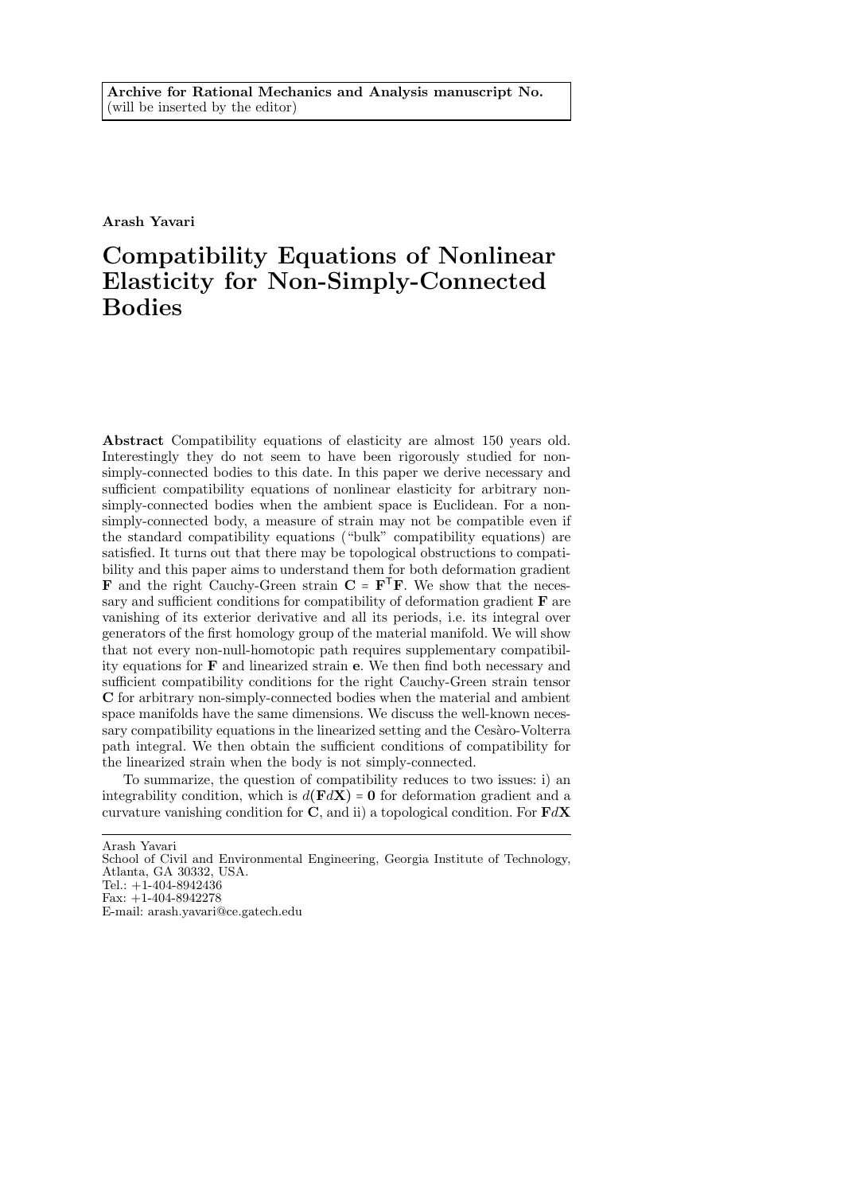**Archive for Rational Mechanics and Analysis manuscript No.**
(will be inserted by the editor)

**Arash Yavari**

# Compatibility Equations of Nonlinear Elasticity for Non-Simply-Connected Bodies

**Abstract** Compatibility equations of elasticity are almost 150 years old. Interestingly they do not seem to have been rigorously studied for non-simply-connected bodies to this date. In this paper we derive necessary and sufficient compatibility equations of nonlinear elasticity for arbitrary non-simply-connected bodies when the ambient space is Euclidean. For a non-simply-connected body, a measure of strain may not be compatible even if the standard compatibility equations ("bulk" compatibility equations) are satisfied. It turns out that there may be topological obstructions to compatibility and this paper aims to understand them for both deformation gradient $\mathbf{F}$ and the right Cauchy-Green strain $\mathbf{C} = \mathbf{F}^{\mathsf{T}}\mathbf{F}$. We show that the necessary and sufficient conditions for compatibility of deformation gradient $\mathbf{F}$ are vanishing of its exterior derivative and all its periods, i.e. its integral over generators of the first homology group of the material manifold. We will show that not every non-null-homotopic path requires supplementary compatibility equations for $\mathbf{F}$ and linearized strain $\mathbf{e}$. We then find both necessary and sufficient compatibility conditions for the right Cauchy-Green strain tensor $\mathbf{C}$ for arbitrary non-simply-connected bodies when the material and ambient space manifolds have the same dimensions. We discuss the well-known necessary compatibility equations in the linearized setting and the Cesàro-Volterra path integral. We then obtain the sufficient conditions of compatibility for the linearized strain when the body is not simply-connected.

To summarize, the question of compatibility reduces to two issues: i) an integrability condition, which is $d(\mathbf{F}d\mathbf{X}) = \mathbf{0}$ for deformation gradient and a curvature vanishing condition for $\mathbf{C}$, and ii) a topological condition. For $\mathbf{F}d\mathbf{X}$

---

Arash Yavari
School of Civil and Environmental Engineering, Georgia Institute of Technology, Atlanta, GA 30332, USA.
Tel.: +1-404-8942436
Fax: +1-404-8942278
E-mail: arash.yavari@ce.gatech.edu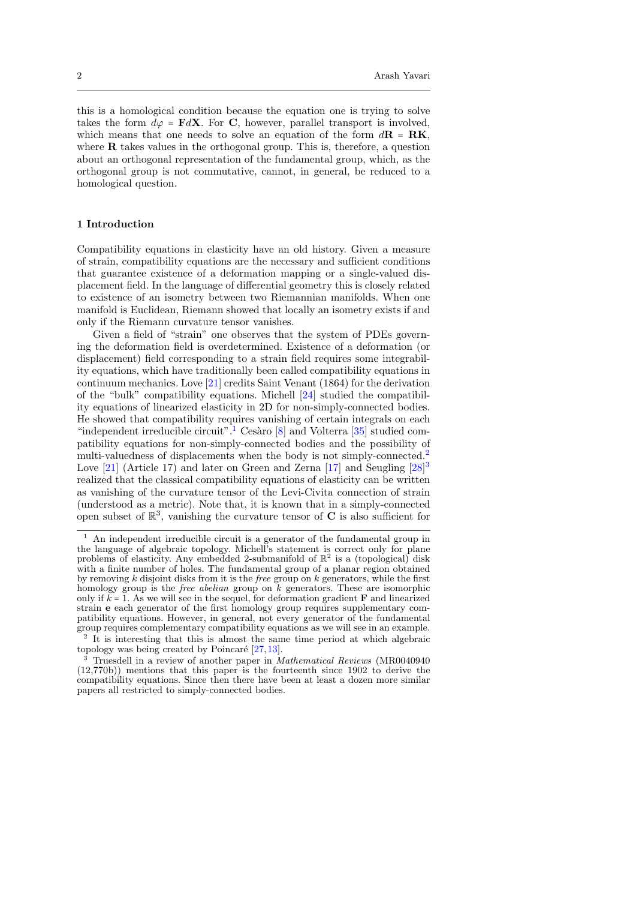this is a homological condition because the equation one is trying to solve takes the form $d\varphi = \mathbf{F}d\mathbf{X}$. For $\mathbf{C}$, however, parallel transport is involved, which means that one needs to solve an equation of the form $d\mathbf{R} = \mathbf{R}\mathbf{K}$, where $\mathbf{R}$ takes values in the orthogonal group. This is, therefore, a question about an orthogonal representation of the fundamental group, which, as the orthogonal group is not commutative, cannot, in general, be reduced to a homological question.

## 1 Introduction

Compatibility equations in elasticity have an old history. Given a measure of strain, compatibility equations are the necessary and sufficient conditions that guarantee existence of a deformation mapping or a single-valued displacement field. In the language of differential geometry this is closely related to existence of an isometry between two Riemannian manifolds. When one manifold is Euclidean, Riemann showed that locally an isometry exists if and only if the Riemann curvature tensor vanishes.

Given a field of "strain" one observes that the system of PDEs governing the deformation field is overdetermined. Existence of a deformation (or displacement) field corresponding to a strain field requires some integrability equations, which have traditionally been called compatibility equations in continuum mechanics. Love [21] credits Saint Venant (1864) for the derivation of the "bulk" compatibility equations. Michell [24] studied the compatibility equations of linearized elasticity in 2D for non-simply-connected bodies. He showed that compatibility requires vanishing of certain integrals on each "independent irreducible circuit".[1] Cesàro [8] and Volterra [35] studied compatibility equations for non-simply-connected bodies and the possibility of multi-valuedness of displacements when the body is not simply-connected.[2] Love [21] (Article 17) and later on Green and Zerna [17] and Seugling [28][3] realized that the classical compatibility equations of elasticity can be written as vanishing of the curvature tensor of the Levi-Civita connection of strain (understood as a metric). Note that, it is known that in a simply-connected open subset of $\mathbb{R}^3$, vanishing the curvature tensor of $\mathbf{C}$ is also sufficient for

---

[1] An independent irreducible circuit is a generator of the fundamental group in the language of algebraic topology. Michell's statement is correct only for plane problems of elasticity. Any embedded 2-submanifold of $\mathbb{R}^2$ is a (topological) disk with a finite number of holes. The fundamental group of a planar region obtained by removing $k$ disjoint disks from it is the *free* group on $k$ generators, while the first homology group is the *free abelian* group on $k$ generators. These are isomorphic only if $k = 1$. As we will see in the sequel, for deformation gradient $\mathbf{F}$ and linearized strain $\mathbf{e}$ each generator of the first homology group requires supplementary compatibility equations. However, in general, not every generator of the fundamental group requires complementary compatibility equations as we will see in an example.

[2] It is interesting that this is almost the same time period at which algebraic topology was being created by Poincaré [27,13].

[3] Truesdell in a review of another paper in *Mathematical Reviews* (MR0040940 (12,770b)) mentions that this paper is the fourteenth since 1902 to derive the compatibility equations. Since then there have been at least a dozen more similar papers all restricted to simply-connected bodies.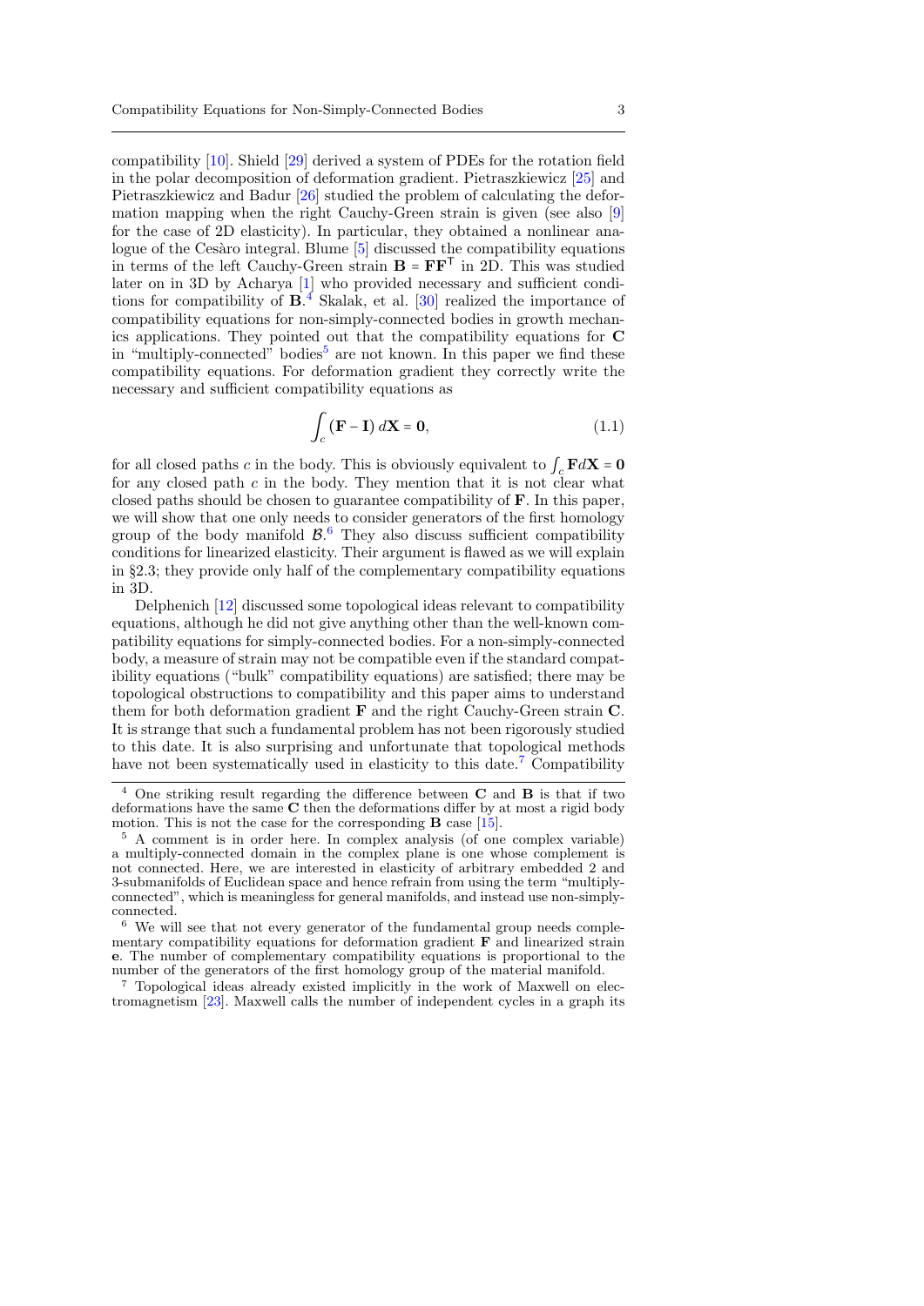compatibility [10]. Shield [29] derived a system of PDEs for the rotation field in the polar decomposition of deformation gradient. Pietraszkiewicz [25] and Pietraszkiewicz and Badur [26] studied the problem of calculating the deformation mapping when the right Cauchy-Green strain is given (see also [9] for the case of 2D elasticity). In particular, they obtained a nonlinear analogue of the Cesàro integral. Blume [5] discussed the compatibility equations in terms of the left Cauchy-Green strain $\mathbf{B} = \mathbf{F}\mathbf{F}^{\mathsf{T}}$ in 2D. This was studied later on in 3D by Acharya [1] who provided necessary and sufficient conditions for compatibility of $\mathbf{B}$.[4] Skalak, et al. [30] realized the importance of compatibility equations for non-simply-connected bodies in growth mechanics applications. They pointed out that the compatibility equations for $\mathbf{C}$ in "multiply-connected" bodies[5] are not known. In this paper we find these compatibility equations. For deformation gradient they correctly write the necessary and sufficient compatibility equations as

$$\int_{c} (\mathbf{F} - \mathbf{I})\, d\mathbf{X} = \mathbf{0}, \tag{1.1}$$

for all closed paths $c$ in the body. This is obviously equivalent to $\int_c \mathbf{F} d\mathbf{X} = \mathbf{0}$ for any closed path $c$ in the body. They mention that it is not clear what closed paths should be chosen to guarantee compatibility of $\mathbf{F}$. In this paper, we will show that one only needs to consider generators of the first homology group of the body manifold $\mathcal{B}$.[6] They also discuss sufficient compatibility conditions for linearized elasticity. Their argument is flawed as we will explain in §2.3; they provide only half of the complementary compatibility equations in 3D.

Delphenich [12] discussed some topological ideas relevant to compatibility equations, although he did not give anything other than the well-known compatibility equations for simply-connected bodies. For a non-simply-connected body, a measure of strain may not be compatible even if the standard compatibility equations ("bulk" compatibility equations) are satisfied; there may be topological obstructions to compatibility and this paper aims to understand them for both deformation gradient $\mathbf{F}$ and the right Cauchy-Green strain $\mathbf{C}$. It is strange that such a fundamental problem has not been rigorously studied to this date. It is also surprising and unfortunate that topological methods have not been systematically used in elasticity to this date.[7] Compatibility

[4] One striking result regarding the difference between $\mathbf{C}$ and $\mathbf{B}$ is that if two deformations have the same $\mathbf{C}$ then the deformations differ by at most a rigid body motion. This is not the case for the corresponding $\mathbf{B}$ case [15].

[5] A comment is in order here. In complex analysis (of one complex variable) a multiply-connected domain in the complex plane is one whose complement is not connected. Here, we are interested in elasticity of arbitrary embedded 2 and 3-submanifolds of Euclidean space and hence refrain from using the term "multiply-connected", which is meaningless for general manifolds, and instead use non-simply-connected.

[6] We will see that not every generator of the fundamental group needs complementary compatibility equations for deformation gradient $\mathbf{F}$ and linearized strain $\mathbf{e}$. The number of complementary compatibility equations is proportional to the number of the generators of the first homology group of the material manifold.

[7] Topological ideas already existed implicitly in the work of Maxwell on electromagnetism [23]. Maxwell calls the number of independent cycles in a graph its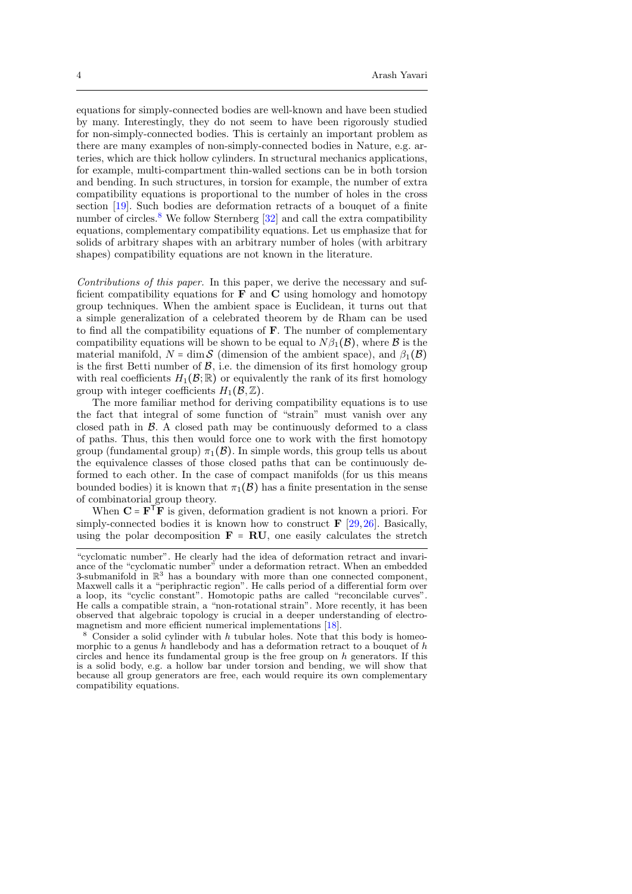equations for simply-connected bodies are well-known and have been studied by many. Interestingly, they do not seem to have been rigorously studied for non-simply-connected bodies. This is certainly an important problem as there are many examples of non-simply-connected bodies in Nature, e.g. arteries, which are thick hollow cylinders. In structural mechanics applications, for example, multi-compartment thin-walled sections can be in both torsion and bending. In such structures, in torsion for example, the number of extra compatibility equations is proportional to the number of holes in the cross section [19]. Such bodies are deformation retracts of a bouquet of a finite number of circles.[8] We follow Sternberg [32] and call the extra compatibility equations, complementary compatibility equations. Let us emphasize that for solids of arbitrary shapes with an arbitrary number of holes (with arbitrary shapes) compatibility equations are not known in the literature.

*Contributions of this paper.* In this paper, we derive the necessary and sufficient compatibility equations for $\mathbf{F}$ and $\mathbf{C}$ using homology and homotopy group techniques. When the ambient space is Euclidean, it turns out that a simple generalization of a celebrated theorem by de Rham can be used to find all the compatibility equations of $\mathbf{F}$. The number of complementary compatibility equations will be shown to be equal to $N\beta_1(\mathcal{B})$, where $\mathcal{B}$ is the material manifold, $N = \dim \mathcal{S}$ (dimension of the ambient space), and $\beta_1(\mathcal{B})$ is the first Betti number of $\mathcal{B}$, i.e. the dimension of its first homology group with real coefficients $H_1(\mathcal{B};\mathbb{R})$ or equivalently the rank of its first homology group with integer coefficients $H_1(\mathcal{B},\mathbb{Z})$.

The more familiar method for deriving compatibility equations is to use the fact that integral of some function of "strain" must vanish over any closed path in $\mathcal{B}$. A closed path may be continuously deformed to a class of paths. Thus, this then would force one to work with the first homotopy group (fundamental group) $\pi_1(\mathcal{B})$. In simple words, this group tells us about the equivalence classes of those closed paths that can be continuously deformed to each other. In the case of compact manifolds (for us this means bounded bodies) it is known that $\pi_1(\mathcal{B})$ has a finite presentation in the sense of combinatorial group theory.

When $\mathbf{C} = \mathbf{F}^{\mathsf{T}}\mathbf{F}$ is given, deformation gradient is not known a priori. For simply-connected bodies it is known how to construct $\mathbf{F}$ [29,26]. Basically, using the polar decomposition $\mathbf{F} = \mathbf{R}\mathbf{U}$, one easily calculates the stretch

"cyclomatic number". He clearly had the idea of deformation retract and invariance of the "cyclomatic number" under a deformation retract. When an embedded 3-submanifold in $\mathbb{R}^3$ has a boundary with more than one connected component, Maxwell calls it a "periphractic region". He calls period of a differential form over a loop, its "cyclic constant". Homotopic paths are called "reconcilable curves". He calls a compatible strain, a "non-rotational strain". More recently, it has been observed that algebraic topology is crucial in a deeper understanding of electromagnetism and more efficient numerical implementations [18].

[8] Consider a solid cylinder with $h$ tubular holes. Note that this body is homeomorphic to a genus $h$ handlebody and has a deformation retract to a bouquet of $h$ circles and hence its fundamental group is the free group on $h$ generators. If this is a solid body, e.g. a hollow bar under torsion and bending, we will show that because all group generators are free, each would require its own complementary compatibility equations.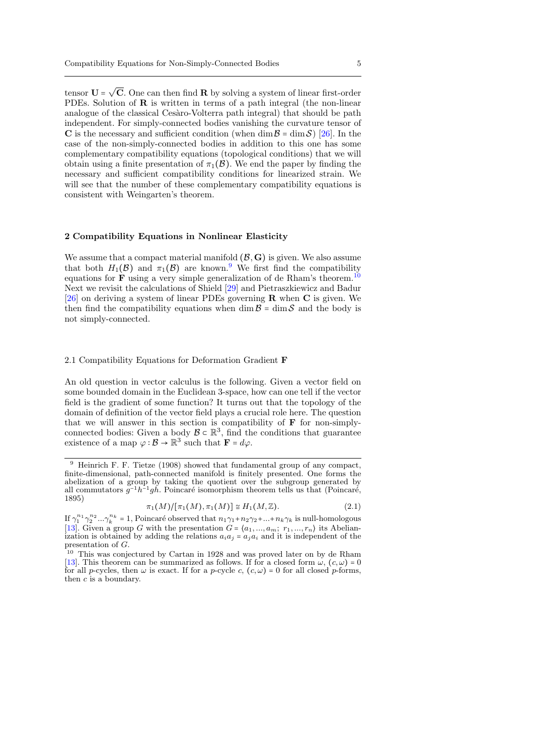tensor $\mathbf{U} = \sqrt{\mathbf{C}}$. One can then find $\mathbf{R}$ by solving a system of linear first-order PDEs. Solution of $\mathbf{R}$ is written in terms of a path integral (the non-linear analogue of the classical Cesàro-Volterra path integral) that should be path independent. For simply-connected bodies vanishing the curvature tensor of $\mathbf{C}$ is the necessary and sufficient condition (when $\dim \mathcal{B} = \dim \mathcal{S}$) [26]. In the case of the non-simply-connected bodies in addition to this one has some complementary compatibility equations (topological conditions) that we will obtain using a finite presentation of $\pi_1(\mathcal{B})$. We end the paper by finding the necessary and sufficient compatibility conditions for linearized strain. We will see that the number of these complementary compatibility equations is consistent with Weingarten's theorem.

## 2 Compatibility Equations in Nonlinear Elasticity

We assume that a compact material manifold $(\mathcal{B}, \mathbf{G})$ is given. We also assume that both $H_1(\mathcal{B})$ and $\pi_1(\mathcal{B})$ are known.[9] We first find the compatibility equations for $\mathbf{F}$ using a very simple generalization of de Rham's theorem.[10] Next we revisit the calculations of Shield [29] and Pietraszkiewicz and Badur [26] on deriving a system of linear PDEs governing $\mathbf{R}$ when $\mathbf{C}$ is given. We then find the compatibility equations when $\dim \mathcal{B} = \dim \mathcal{S}$ and the body is not simply-connected.

### 2.1 Compatibility Equations for Deformation Gradient $\mathbf{F}$

An old question in vector calculus is the following. Given a vector field on some bounded domain in the Euclidean 3-space, how can one tell if the vector field is the gradient of some function? It turns out that the topology of the domain of definition of the vector field plays a crucial role here. The question that we will answer in this section is compatibility of $\mathbf{F}$ for non-simply-connected bodies: Given a body $\mathcal{B} \subset \mathbb{R}^3$, find the conditions that guarantee existence of a map $\varphi : \mathcal{B} \to \mathbb{R}^3$ such that $\mathbf{F} = d\varphi$.

---

[9] Heinrich F. F. Tietze (1908) showed that fundamental group of any compact, finite-dimensional, path-connected manifold is finitely presented. One forms the abelization of a group by taking the quotient over the subgroup generated by all commutators $g^{-1}h^{-1}gh$. Poincaré isomorphism theorem tells us that (Poincaré, 1895)

$$\pi_1(M)/[\pi_1(M), \pi_1(M)] \cong H_1(M, \mathbb{Z}). \tag{2.1}$$

If $\gamma_1^{n_1}\gamma_2^{n_2}...\gamma_k^{n_k} = 1$, Poincaré observed that $n_1\gamma_1 + n_2\gamma_2 + ... + n_k\gamma_k$ is null-homologous [13]. Given a group $G$ with the presentation $G = \langle a_1, ..., a_m;\ r_1, ..., r_n \rangle$ its Abelianization is obtained by adding the relations $a_i a_j = a_j a_i$ and it is independent of the presentation of $G$.

[10] This was conjectured by Cartan in 1928 and was proved later on by de Rham [13]. This theorem can be summarized as follows. If for a closed form $\omega$, $(c, \omega) = 0$ for all $p$-cycles, then $\omega$ is exact. If for a $p$-cycle $c$, $(c, \omega) = 0$ for all closed $p$-forms, then $c$ is a boundary.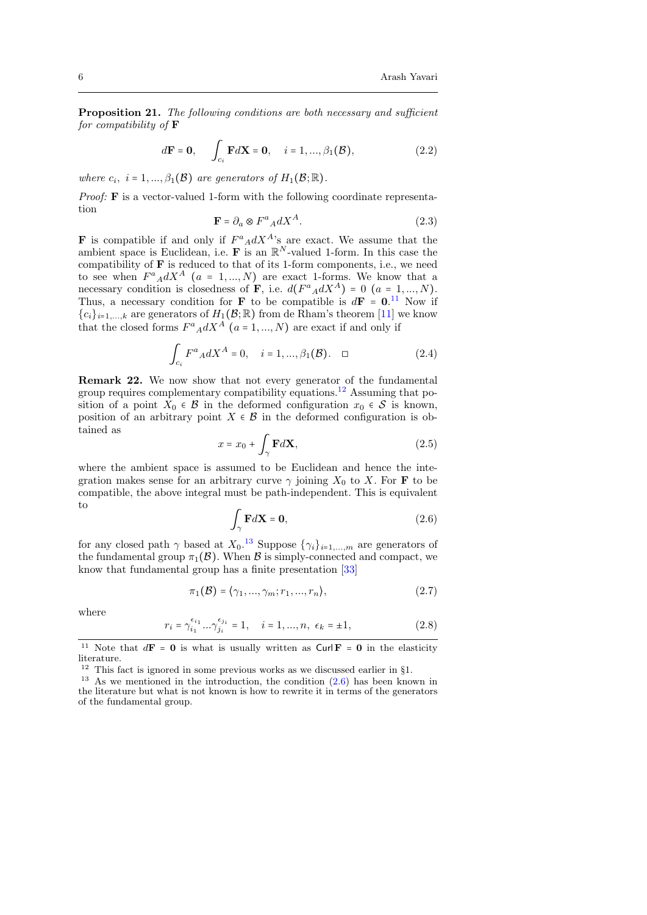**Proposition 21.** *The following conditions are both necessary and sufficient for compatibility of* $\mathbf{F}$

$$d\mathbf{F} = \mathbf{0}, \quad \int_{c_i} \mathbf{F} d\mathbf{X} = \mathbf{0}, \quad i = 1, ..., \beta_1(\mathcal{B}), \tag{2.2}$$

*where* $c_i,\ i = 1, ..., \beta_1(\mathcal{B})$ *are generators of* $H_1(\mathcal{B}; \mathbb{R})$.

*Proof:* $\mathbf{F}$ is a vector-valued 1-form with the following coordinate representation

$$\mathbf{F} = \partial_a \otimes F^a{}_A dX^A. \tag{2.3}$$

$\mathbf{F}$ is compatible if and only if $F^a{}_A dX^A$'s are exact. We assume that the ambient space is Euclidean, i.e. $\mathbf{F}$ is an $\mathbb{R}^N$-valued 1-form. In this case the compatibility of $\mathbf{F}$ is reduced to that of its 1-form components, i.e., we need to see when $F^a{}_A dX^A$ $(a = 1, ..., N)$ are exact 1-forms. We know that a necessary condition is closedness of $\mathbf{F}$, i.e. $d(F^a{}_A dX^A) = 0$ $(a = 1, ..., N)$. Thus, a necessary condition for $\mathbf{F}$ to be compatible is $d\mathbf{F} = \mathbf{0}$.[11] Now if $\{c_i\}_{i=1,...,k}$ are generators of $H_1(\mathcal{B}; \mathbb{R})$ from de Rham's theorem [11] we know that the closed forms $F^a{}_A dX^A$ $(a = 1, ..., N)$ are exact if and only if

$$\int_{c_i} F^a{}_A dX^A = 0, \quad i = 1, ..., \beta_1(\mathcal{B}). \quad \square \tag{2.4}$$

**Remark 22.** We now show that not every generator of the fundamental group requires complementary compatibility equations.[12] Assuming that position of a point $X_0 \in \mathcal{B}$ in the deformed configuration $x_0 \in \mathcal{S}$ is known, position of an arbitrary point $X \in \mathcal{B}$ in the deformed configuration is obtained as

$$x = x_0 + \int_\gamma \mathbf{F} d\mathbf{X}, \tag{2.5}$$

where the ambient space is assumed to be Euclidean and hence the integration makes sense for an arbitrary curve $\gamma$ joining $X_0$ to $X$. For $\mathbf{F}$ to be compatible, the above integral must be path-independent. This is equivalent to

$$\int_\gamma \mathbf{F} d\mathbf{X} = \mathbf{0}, \tag{2.6}$$

for any closed path $\gamma$ based at $X_0$.[13] Suppose $\{\gamma_i\}_{i=1,...,m}$ are generators of the fundamental group $\pi_1(\mathcal{B})$. When $\mathcal{B}$ is simply-connected and compact, we know that fundamental group has a finite presentation [33]

$$\pi_1(\mathcal{B}) = \langle \gamma_1, ..., \gamma_m; r_1, ..., r_n \rangle, \tag{2.7}$$

where

$$r_i = \gamma_{i_1}^{\epsilon_{i_1}} ... \gamma_{j_i}^{\epsilon_{j_i}} = 1, \quad i = 1, ..., n,\ \epsilon_k = \pm 1, \tag{2.8}$$

---

[11] Note that $d\mathbf{F} = \mathbf{0}$ is what is usually written as $\mathsf{Curl}\,\mathbf{F} = \mathbf{0}$ in the elasticity literature.

[12] This fact is ignored in some previous works as we discussed earlier in §1.

[13] As we mentioned in the introduction, the condition (2.6) has been known in the literature but what is not known is how to rewrite it in terms of the generators of the fundamental group.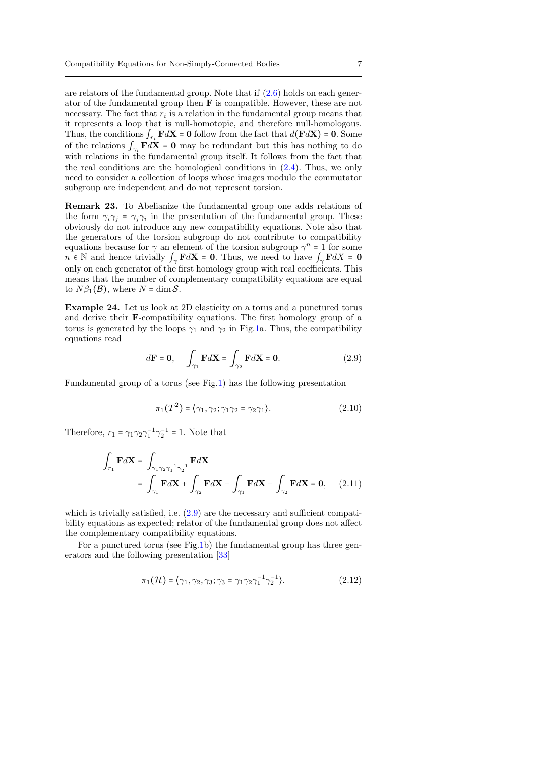are relators of the fundamental group. Note that if (2.6) holds on each generator of the fundamental group then $\mathbf{F}$ is compatible. However, these are not necessary. The fact that $r_i$ is a relation in the fundamental group means that it represents a loop that is null-homotopic, and therefore null-homologous. Thus, the conditions $\int_{r_i} \mathbf{F} d\mathbf{X} = \mathbf{0}$ follow from the fact that $d(\mathbf{F} d\mathbf{X}) = \mathbf{0}$. Some of the relations $\int_{\gamma_i} \mathbf{F} d\mathbf{X} = \mathbf{0}$ may be redundant but this has nothing to do with relations in the fundamental group itself. It follows from the fact that the real conditions are the homological conditions in (2.4). Thus, we only need to consider a collection of loops whose images modulo the commutator subgroup are independent and do not represent torsion.

**Remark 23.** To Abelianize the fundamental group one adds relations of the form $\gamma_i \gamma_j = \gamma_j \gamma_i$ in the presentation of the fundamental group. These obviously do not introduce any new compatibility equations. Note also that the generators of the torsion subgroup do not contribute to compatibility equations because for $\gamma$ an element of the torsion subgroup $\gamma^n = 1$ for some $n \in \mathbb{N}$ and hence trivially $\int_\gamma \mathbf{F} d\mathbf{X} = \mathbf{0}$. Thus, we need to have $\int_\gamma \mathbf{F} dX = \mathbf{0}$ only on each generator of the first homology group with real coefficients. This means that the number of complementary compatibility equations are equal to $N\beta_1(\mathcal{B})$, where $N = \dim \mathcal{S}$.

**Example 24.** Let us look at 2D elasticity on a torus and a punctured torus and derive their $\mathbf{F}$-compatibility equations. The first homology group of a torus is generated by the loops $\gamma_1$ and $\gamma_2$ in Fig.1a. Thus, the compatibility equations read

$$d\mathbf{F} = \mathbf{0}, \quad \int_{\gamma_1} \mathbf{F} d\mathbf{X} = \int_{\gamma_2} \mathbf{F} d\mathbf{X} = \mathbf{0}. \tag{2.9}$$

Fundamental group of a torus (see Fig.1) has the following presentation

$$\pi_1(T^2) = \langle \gamma_1, \gamma_2; \gamma_1\gamma_2 = \gamma_2\gamma_1 \rangle. \tag{2.10}$$

Therefore, $r_1 = \gamma_1 \gamma_2 \gamma_1^{-1} \gamma_2^{-1} = 1$. Note that

$$\begin{aligned} \int_{r_1} \mathbf{F} d\mathbf{X} &= \int_{\gamma_1\gamma_2\gamma_1^{-1}\gamma_2^{-1}} \mathbf{F} d\mathbf{X} \\ &= \int_{\gamma_1} \mathbf{F} d\mathbf{X} + \int_{\gamma_2} \mathbf{F} d\mathbf{X} - \int_{\gamma_1} \mathbf{F} d\mathbf{X} - \int_{\gamma_2} \mathbf{F} d\mathbf{X} = \mathbf{0}, \end{aligned} \tag{2.11}$$

which is trivially satisfied, i.e. (2.9) are the necessary and sufficient compatibility equations as expected; relator of the fundamental group does not affect the complementary compatibility equations.

For a punctured torus (see Fig.1b) the fundamental group has three generators and the following presentation [33]

$$\pi_1(\mathcal{H}) = \langle \gamma_1, \gamma_2, \gamma_3; \gamma_3 = \gamma_1 \gamma_2 \gamma_1^{-1} \gamma_2^{-1} \rangle. \tag{2.12}$$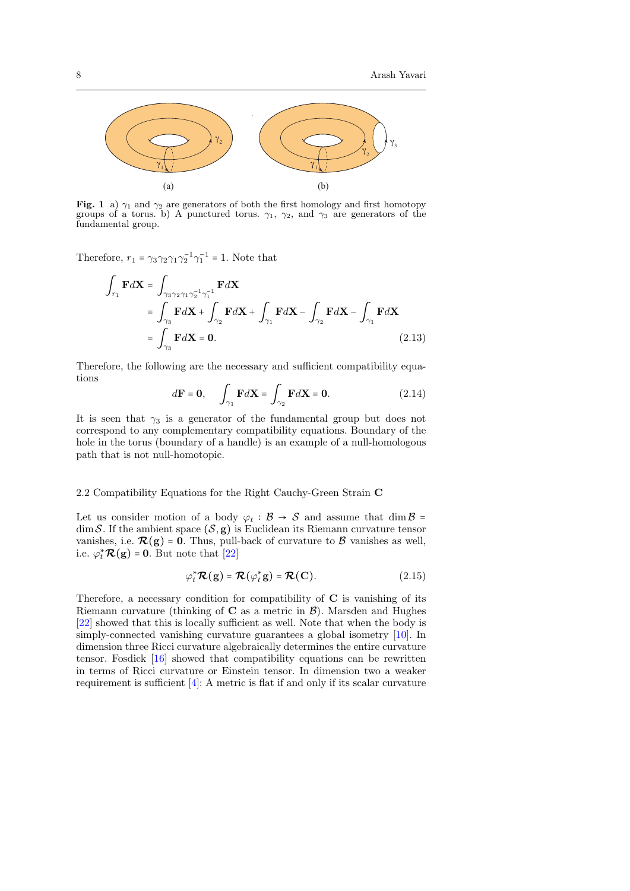**Fig. 1** a) $\gamma_1$ and $\gamma_2$ are generators of both the first homology and first homotopy groups of a torus. b) A punctured torus. $\gamma_1$, $\gamma_2$, and $\gamma_3$ are generators of the fundamental group.

Therefore, $r_1 = \gamma_3\gamma_2\gamma_1\gamma_2^{-1}\gamma_1^{-1} = 1$. Note that

$$
\begin{aligned}
\int_{r_1} \mathbf{F} d\mathbf{X} &= \int_{\gamma_3\gamma_2\gamma_1\gamma_2^{-1}\gamma_1^{-1}} \mathbf{F} d\mathbf{X} \\
&= \int_{\gamma_3} \mathbf{F} d\mathbf{X} + \int_{\gamma_2} \mathbf{F} d\mathbf{X} + \int_{\gamma_1} \mathbf{F} d\mathbf{X} - \int_{\gamma_2} \mathbf{F} d\mathbf{X} - \int_{\gamma_1} \mathbf{F} d\mathbf{X} \\
&= \int_{\gamma_3} \mathbf{F} d\mathbf{X} = \mathbf{0}.
\end{aligned}
\tag{2.13}
$$

Therefore, the following are the necessary and sufficient compatibility equations

$$
d\mathbf{F} = \mathbf{0}, \quad \int_{\gamma_1} \mathbf{F} d\mathbf{X} = \int_{\gamma_2} \mathbf{F} d\mathbf{X} = \mathbf{0}. \tag{2.14}
$$

It is seen that $\gamma_3$ is a generator of the fundamental group but does not correspond to any complementary compatibility equations. Boundary of the hole in the torus (boundary of a handle) is an example of a null-homologous path that is not null-homotopic.

## 2.2 Compatibility Equations for the Right Cauchy-Green Strain $\mathbf{C}$

Let us consider motion of a body $\varphi_t : \mathcal{B} \to \mathcal{S}$ and assume that $\dim \mathcal{B} = \dim \mathcal{S}$. If the ambient space $(\mathcal{S}, \mathbf{g})$ is Euclidean its Riemann curvature tensor vanishes, i.e. $\boldsymbol{\mathcal{R}}(\mathbf{g}) = \mathbf{0}$. Thus, pull-back of curvature to $\mathcal{B}$ vanishes as well, i.e. $\varphi_t^* \boldsymbol{\mathcal{R}}(\mathbf{g}) = \mathbf{0}$. But note that [22]

$$
\varphi_t^* \boldsymbol{\mathcal{R}}(\mathbf{g}) = \boldsymbol{\mathcal{R}}(\varphi_t^* \mathbf{g}) = \boldsymbol{\mathcal{R}}(\mathbf{C}). \tag{2.15}
$$

Therefore, a necessary condition for compatibility of $\mathbf{C}$ is vanishing of its Riemann curvature (thinking of $\mathbf{C}$ as a metric in $\mathcal{B}$). Marsden and Hughes [22] showed that this is locally sufficient as well. Note that when the body is simply-connected vanishing curvature guarantees a global isometry [10]. In dimension three Ricci curvature algebraically determines the entire curvature tensor. Fosdick [16] showed that compatibility equations can be rewritten in terms of Ricci curvature or Einstein tensor. In dimension two a weaker requirement is sufficient [4]: A metric is flat if and only if its scalar curvature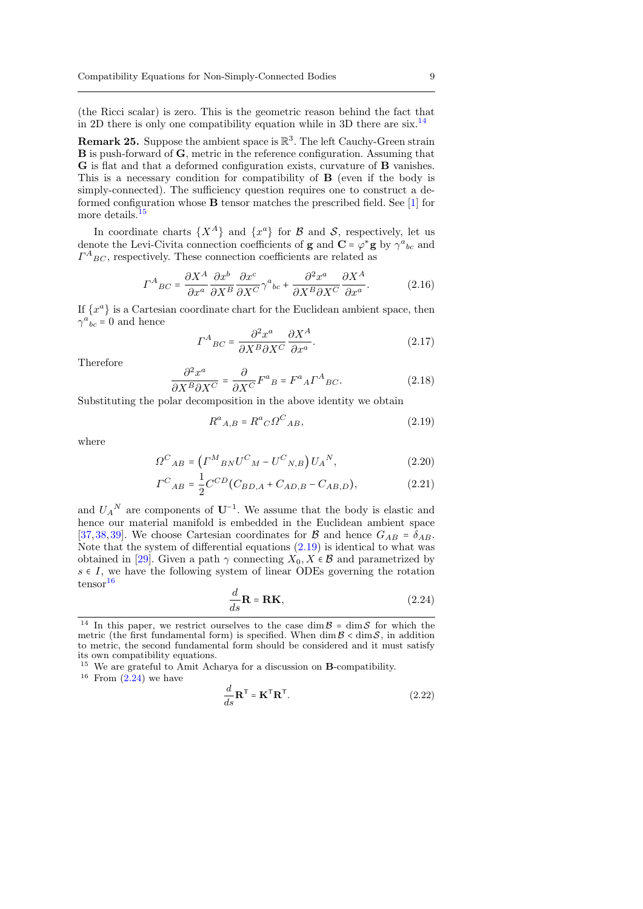(the Ricci scalar) is zero. This is the geometric reason behind the fact that in 2D there is only one compatibility equation while in 3D there are six.[14]

**Remark 25.** Suppose the ambient space is $\mathbb{R}^3$. The left Cauchy-Green strain $\mathbf{B}$ is push-forward of $\mathbf{G}$, metric in the reference configuration. Assuming that $\mathbf{G}$ is flat and that a deformed configuration exists, curvature of $\mathbf{B}$ vanishes. This is a necessary condition for compatibility of $\mathbf{B}$ (even if the body is simply-connected). The sufficiency question requires one to construct a deformed configuration whose $\mathbf{B}$ tensor matches the prescribed field. See [1] for more details.[15]

In coordinate charts $\{X^A\}$ and $\{x^a\}$ for $\mathcal{B}$ and $\mathcal{S}$, respectively, let us denote the Levi-Civita connection coefficients of $\mathbf{g}$ and $\mathbf{C} = \varphi^*\mathbf{g}$ by $\gamma^a{}_{bc}$ and $\Gamma^A{}_{BC}$, respectively. These connection coefficients are related as

$$\Gamma^A{}_{BC} = \frac{\partial X^A}{\partial x^a}\frac{\partial x^b}{\partial X^B}\frac{\partial x^c}{\partial X^C}\gamma^a{}_{bc} + \frac{\partial^2 x^a}{\partial X^B \partial X^C}\frac{\partial X^A}{\partial x^a}. \tag{2.16}$$

If $\{x^a\}$ is a Cartesian coordinate chart for the Euclidean ambient space, then $\gamma^a{}_{bc} = 0$ and hence

$$\Gamma^A{}_{BC} = \frac{\partial^2 x^a}{\partial X^B \partial X^C}\frac{\partial X^A}{\partial x^a}. \tag{2.17}$$

Therefore

$$\frac{\partial^2 x^a}{\partial X^B \partial X^C} = \frac{\partial}{\partial X^C}F^a{}_B = F^a{}_A\Gamma^A{}_{BC}. \tag{2.18}$$

Substituting the polar decomposition in the above identity we obtain

$$R^a{}_{A,B} = R^a{}_C\Omega^C{}_{AB}, \tag{2.19}$$

where

$$\Omega^C{}_{AB} = \left(\Gamma^M{}_{BN}U^C{}_M - U^C{}_{N,B}\right)U_A{}^N, \tag{2.20}$$

$$\Gamma^C{}_{AB} = \frac{1}{2}C^{CD}(C_{BD,A} + C_{AD,B} - C_{AB,D}), \tag{2.21}$$

and $U_A{}^N$ are components of $\mathbf{U}^{-1}$. We assume that the body is elastic and hence our material manifold is embedded in the Euclidean ambient space [37,38,39]. We choose Cartesian coordinates for $\mathcal{B}$ and hence $G_{AB} = \delta_{AB}$. Note that the system of differential equations (2.19) is identical to what was obtained in [29]. Given a path $\gamma$ connecting $X_0, X \in \mathcal{B}$ and parametrized by $s \in I$, we have the following system of linear ODEs governing the rotation tensor[16]

$$\frac{d}{ds}\mathbf{R} = \mathbf{R}\mathbf{K}, \tag{2.24}$$

[14] In this paper, we restrict ourselves to the case $\dim\mathcal{B} = \dim\mathcal{S}$ for which the metric (the first fundamental form) is specified. When $\dim\mathcal{B} < \dim\mathcal{S}$, in addition to metric, the second fundamental form should be considered and it must satisfy its own compatibility equations.

[15] We are grateful to Amit Acharya for a discussion on $\mathbf{B}$-compatibility.

[16] From (2.24) we have

$$\frac{d}{ds}\mathbf{R}^{\mathsf{T}} = \mathbf{K}^{\mathsf{T}}\mathbf{R}^{\mathsf{T}}. \tag{2.22}$$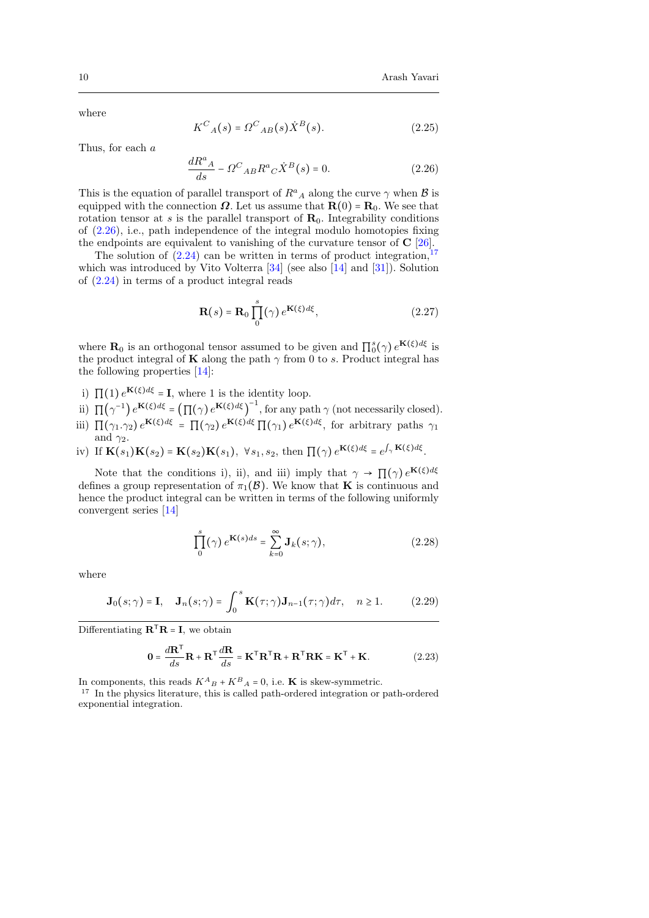where

$$K^C{}_A(s) = \varOmega^C{}_{AB}(s)\dot{X}^B(s). \tag{2.25}$$

Thus, for each $a$

$$\frac{dR^a{}_A}{ds} - \varOmega^C{}_{AB}R^a{}_C\dot{X}^B(s) = 0. \tag{2.26}$$

This is the equation of parallel transport of $R^a{}_A$ along the curve $\gamma$ when $\mathcal{B}$ is equipped with the connection $\boldsymbol{\varOmega}$. Let us assume that $\mathbf{R}(0) = \mathbf{R}_0$. We see that rotation tensor at $s$ is the parallel transport of $\mathbf{R}_0$. Integrability conditions of (2.26), i.e., path independence of the integral modulo homotopies fixing the endpoints are equivalent to vanishing of the curvature tensor of $\mathbf{C}$ [26].

The solution of (2.24) can be written in terms of product integration,[17] which was introduced by Vito Volterra [34] (see also [14] and [31]). Solution of (2.24) in terms of a product integral reads

$$\mathbf{R}(s) = \mathbf{R}_0 \prod_0^s(\gamma)\, e^{\mathbf{K}(\xi)d\xi}, \tag{2.27}$$

where $\mathbf{R}_0$ is an orthogonal tensor assumed to be given and $\prod_0^s(\gamma)\, e^{\mathbf{K}(\xi)d\xi}$ is the product integral of $\mathbf{K}$ along the path $\gamma$ from 0 to $s$. Product integral has the following properties [14]:

i) $\prod(1)\, e^{\mathbf{K}(\xi)d\xi} = \mathbf{I}$, where 1 is the identity loop.
ii) $\prod(\gamma^{-1})\, e^{\mathbf{K}(\xi)d\xi} = \left(\prod(\gamma)\, e^{\mathbf{K}(\xi)d\xi}\right)^{-1}$, for any path $\gamma$ (not necessarily closed).
iii) $\prod(\gamma_1.\gamma_2)\, e^{\mathbf{K}(\xi)d\xi} = \prod(\gamma_2)\, e^{\mathbf{K}(\xi)d\xi} \prod(\gamma_1)\, e^{\mathbf{K}(\xi)d\xi}$, for arbitrary paths $\gamma_1$ and $\gamma_2$.
iv) If $\mathbf{K}(s_1)\mathbf{K}(s_2) = \mathbf{K}(s_2)\mathbf{K}(s_1)$, $\forall s_1, s_2$, then $\prod(\gamma)\, e^{\mathbf{K}(\xi)d\xi} = e^{\int_\gamma \mathbf{K}(\xi)d\xi}$.

Note that the conditions i), ii), and iii) imply that $\gamma \to \prod(\gamma)\, e^{\mathbf{K}(\xi)d\xi}$ defines a group representation of $\pi_1(\mathcal{B})$. We know that $\mathbf{K}$ is continuous and hence the product integral can be written in terms of the following uniformly convergent series [14]

$$\prod_0^s(\gamma)\, e^{\mathbf{K}(s)ds} = \sum_{k=0}^{\infty} \mathbf{J}_k(s;\gamma), \tag{2.28}$$

where

$$\mathbf{J}_0(s;\gamma) = \mathbf{I}, \quad \mathbf{J}_n(s;\gamma) = \int_0^s \mathbf{K}(\tau;\gamma)\mathbf{J}_{n-1}(\tau;\gamma)d\tau, \quad n \geq 1. \tag{2.29}$$

Differentiating $\mathbf{R}^{\mathsf{T}}\mathbf{R} = \mathbf{I}$, we obtain

$$\mathbf{0} = \frac{d\mathbf{R}^{\mathsf{T}}}{ds}\mathbf{R} + \mathbf{R}^{\mathsf{T}}\frac{d\mathbf{R}}{ds} = \mathbf{K}^{\mathsf{T}}\mathbf{R}^{\mathsf{T}}\mathbf{R} + \mathbf{R}^{\mathsf{T}}\mathbf{R}\mathbf{K} = \mathbf{K}^{\mathsf{T}} + \mathbf{K}. \tag{2.23}$$

In components, this reads $K^A{}_B + K^B{}_A = 0$, i.e. $\mathbf{K}$ is skew-symmetric.

[17] In the physics literature, this is called path-ordered integration or path-ordered exponential integration.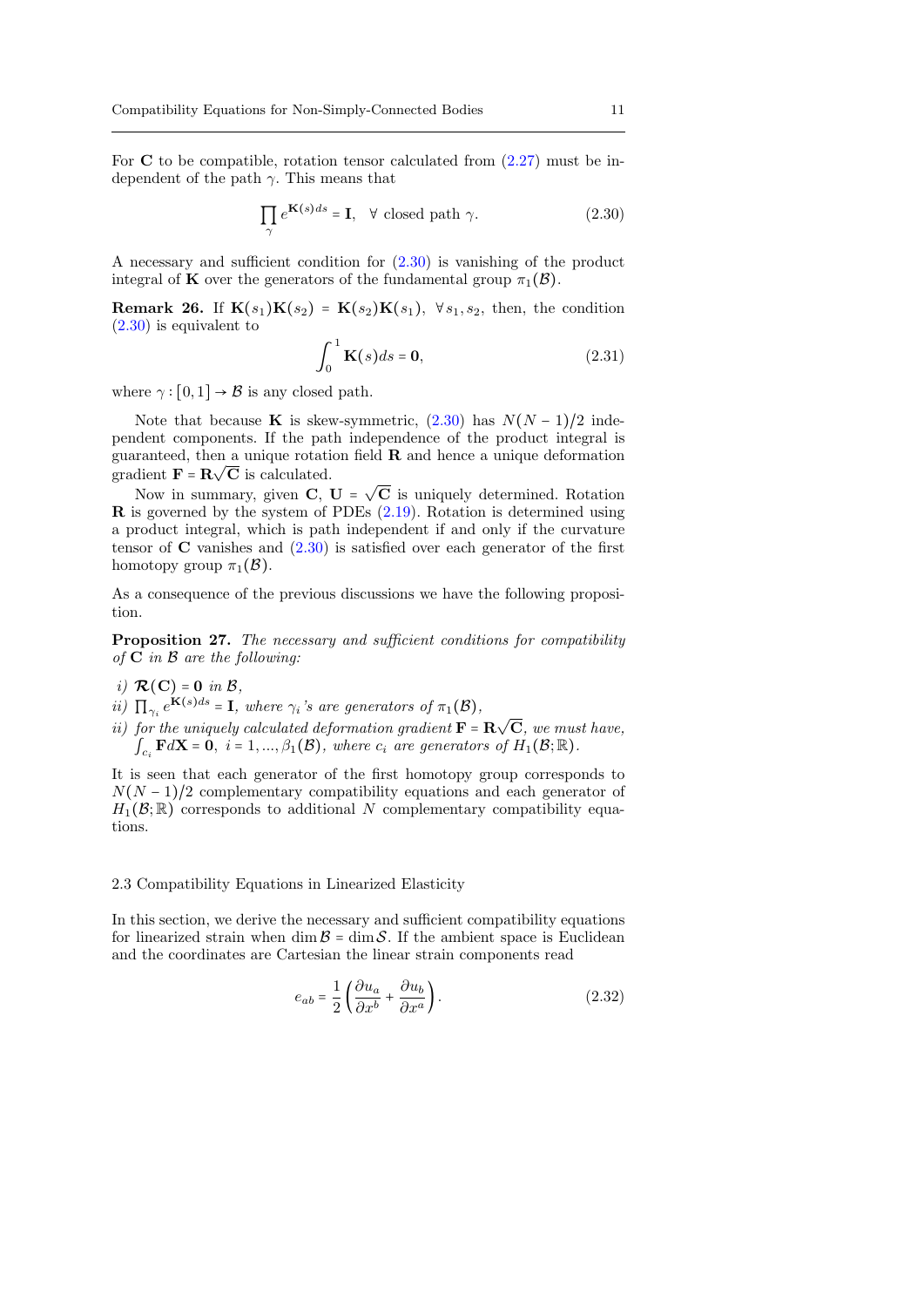For $\mathbf{C}$ to be compatible, rotation tensor calculated from (2.27) must be independent of the path $\gamma$. This means that

$$\prod_{\gamma} e^{\mathbf{K}(s)ds} = \mathbf{I}, \quad \forall \text{ closed path } \gamma. \tag{2.30}$$

A necessary and sufficient condition for (2.30) is vanishing of the product integral of $\mathbf{K}$ over the generators of the fundamental group $\pi_1(\mathcal{B})$.

**Remark 26.** If $\mathbf{K}(s_1)\mathbf{K}(s_2) = \mathbf{K}(s_2)\mathbf{K}(s_1)$, $\forall s_1, s_2$, then, the condition (2.30) is equivalent to

$$\int_0^1 \mathbf{K}(s)ds = \mathbf{0}, \tag{2.31}$$

where $\gamma : [0,1] \to \mathcal{B}$ is any closed path.

Note that because $\mathbf{K}$ is skew-symmetric, (2.30) has $N(N-1)/2$ independent components. If the path independence of the product integral is guaranteed, then a unique rotation field $\mathbf{R}$ and hence a unique deformation gradient $\mathbf{F} = \mathbf{R}\sqrt{\mathbf{C}}$ is calculated.

Now in summary, given $\mathbf{C}$, $\mathbf{U} = \sqrt{\mathbf{C}}$ is uniquely determined. Rotation $\mathbf{R}$ is governed by the system of PDEs (2.19). Rotation is determined using a product integral, which is path independent if and only if the curvature tensor of $\mathbf{C}$ vanishes and (2.30) is satisfied over each generator of the first homotopy group $\pi_1(\mathcal{B})$.

As a consequence of the previous discussions we have the following proposition.

**Proposition 27.** *The necessary and sufficient conditions for compatibility of $\mathbf{C}$ in $\mathcal{B}$ are the following:*

*i)* $\boldsymbol{\mathcal{R}}(\mathbf{C}) = \mathbf{0}$ *in* $\mathcal{B}$,

*ii)* $\prod_{\gamma_i} e^{\mathbf{K}(s)ds} = \mathbf{I}$, *where $\gamma_i$'s are generators of $\pi_1(\mathcal{B})$,*

*ii) for the uniquely calculated deformation gradient $\mathbf{F} = \mathbf{R}\sqrt{\mathbf{C}}$, we must have, $\int_{c_i} \mathbf{F}d\mathbf{X} = \mathbf{0}$, $i = 1, ..., \beta_1(\mathcal{B})$, where $c_i$ are generators of $H_1(\mathcal{B};\mathbb{R})$.*

It is seen that each generator of the first homotopy group corresponds to $N(N-1)/2$ complementary compatibility equations and each generator of $H_1(\mathcal{B};\mathbb{R})$ corresponds to additional $N$ complementary compatibility equations.

### 2.3 Compatibility Equations in Linearized Elasticity

In this section, we derive the necessary and sufficient compatibility equations for linearized strain when $\dim \mathcal{B} = \dim \mathcal{S}$. If the ambient space is Euclidean and the coordinates are Cartesian the linear strain components read

$$e_{ab} = \frac{1}{2}\left(\frac{\partial u_a}{\partial x^b} + \frac{\partial u_b}{\partial x^a}\right). \tag{2.32}$$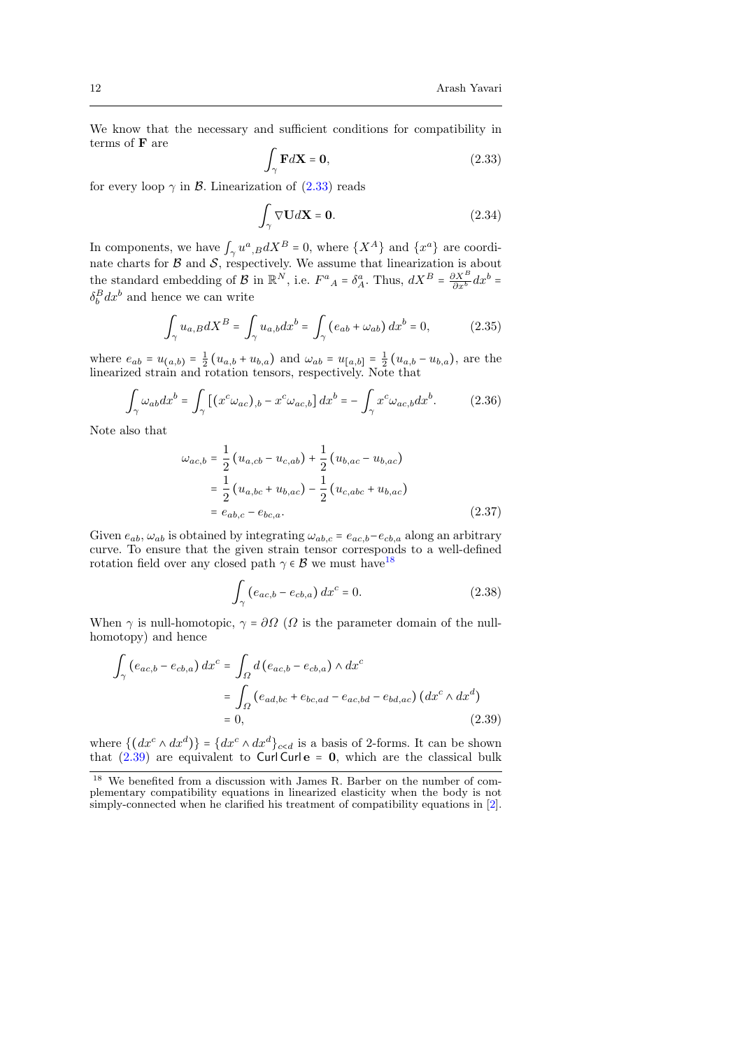We know that the necessary and sufficient conditions for compatibility in terms of $\mathbf{F}$ are

$$\int_\gamma \mathbf{F} d\mathbf{X} = \mathbf{0}, \tag{2.33}$$

for every loop $\gamma$ in $\mathcal{B}$. Linearization of (2.33) reads

$$\int_\gamma \nabla \mathbf{U} d\mathbf{X} = \mathbf{0}. \tag{2.34}$$

In components, we have $\int_\gamma u^a{}_{,B} dX^B = 0$, where $\{X^A\}$ and $\{x^a\}$ are coordinate charts for $\mathcal{B}$ and $\mathcal{S}$, respectively. We assume that linearization is about the standard embedding of $\mathcal{B}$ in $\mathbb{R}^N$, i.e. $F^a{}_A = \delta^a_A$. Thus, $dX^B = \frac{\partial X^B}{\partial x^b} dx^b = \delta^B_b dx^b$ and hence we can write

$$\int_\gamma u_{a,B} dX^B = \int_\gamma u_{a,b} dx^b = \int_\gamma \left(e_{ab} + \omega_{ab}\right) dx^b = 0, \tag{2.35}$$

where $e_{ab} = u_{(a,b)} = \frac{1}{2}\left(u_{a,b} + u_{b,a}\right)$ and $\omega_{ab} = u_{[a,b]} = \frac{1}{2}\left(u_{a,b} - u_{b,a}\right)$, are the linearized strain and rotation tensors, respectively. Note that

$$\int_\gamma \omega_{ab} dx^b = \int_\gamma \left[\left(x^c \omega_{ac}\right)_{,b} - x^c \omega_{ac,b}\right] dx^b = -\int_\gamma x^c \omega_{ac,b} dx^b. \tag{2.36}$$

Note also that

$$\begin{aligned}
\omega_{ac,b} &= \frac{1}{2}\left(u_{a,cb} - u_{c,ab}\right) + \frac{1}{2}\left(u_{b,ac} - u_{b,ac}\right) \\
&= \frac{1}{2}\left(u_{a,bc} + u_{b,ac}\right) - \frac{1}{2}\left(u_{c,abc} + u_{b,ac}\right) \\
&= e_{ab,c} - e_{bc,a}.
\end{aligned} \tag{2.37}$$

Given $e_{ab}$, $\omega_{ab}$ is obtained by integrating $\omega_{ab,c} = e_{ac,b} - e_{cb,a}$ along an arbitrary curve. To ensure that the given strain tensor corresponds to a well-defined rotation field over any closed path $\gamma \in \mathcal{B}$ we must have[18]

$$\int_\gamma \left(e_{ac,b} - e_{cb,a}\right) dx^c = 0. \tag{2.38}$$

When $\gamma$ is null-homotopic, $\gamma = \partial \Omega$ ($\Omega$ is the parameter domain of the null-homotopy) and hence

$$\begin{aligned}
\int_\gamma \left(e_{ac,b} - e_{cb,a}\right) dx^c &= \int_\Omega d\left(e_{ac,b} - e_{cb,a}\right) \wedge dx^c \\
&= \int_\Omega \left(e_{ad,bc} + e_{bc,ad} - e_{ac,bd} - e_{bd,ac}\right) \left(dx^c \wedge dx^d\right) \\
&= 0,
\end{aligned} \tag{2.39}$$

where $\{(dx^c \wedge dx^d)\} = \{dx^c \wedge dx^d\}_{c<d}$ is a basis of 2-forms. It can be shown that (2.39) are equivalent to $\mathsf{Curl}\,\mathsf{Curl}\,\mathbf{e} = \mathbf{0}$, which are the classical bulk

[18] We benefited from a discussion with James R. Barber on the number of complementary compatibility equations in linearized elasticity when the body is not simply-connected when he clarified his treatment of compatibility equations in [2].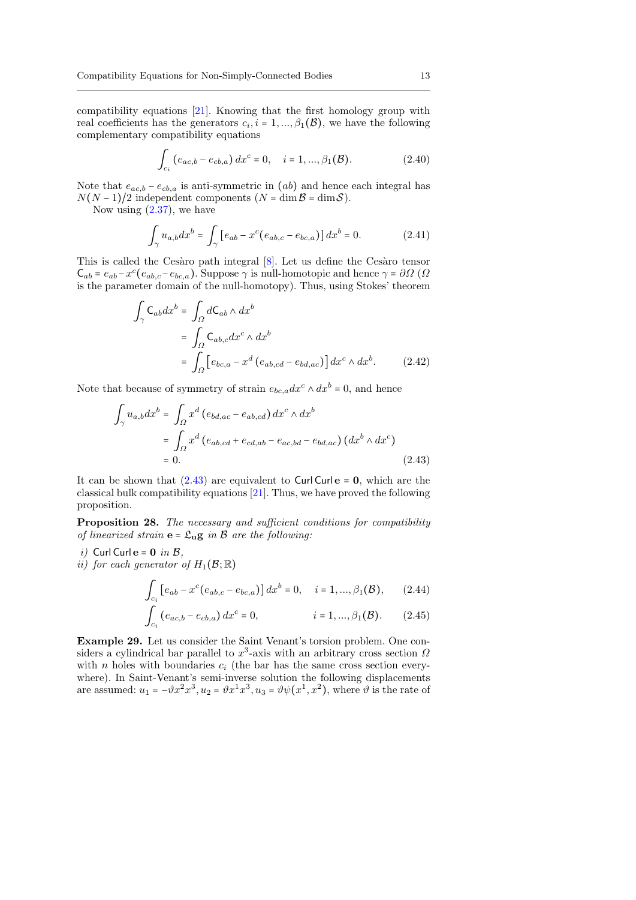compatibility equations [21]. Knowing that the first homology group with real coefficients has the generators $c_i, i = 1, ..., \beta_1(\mathcal{B})$, we have the following complementary compatibility equations

$$\int_{c_i} (e_{ac,b} - e_{cb,a})\, dx^c = 0, \quad i = 1, ..., \beta_1(\mathcal{B}). \tag{2.40}$$

Note that $e_{ac,b} - e_{cb,a}$ is anti-symmetric in $(ab)$ and hence each integral has $N(N-1)/2$ independent components ($N = \dim \mathcal{B} = \dim \mathcal{S}$).

Now using (2.37), we have

$$\int_\gamma u_{a,b} dx^b = \int_\gamma \left[ e_{ab} - x^c (e_{ab,c} - e_{bc,a}) \right] dx^b = 0. \tag{2.41}$$

This is called the Cesàro path integral [8]. Let us define the Cesàro tensor $\mathsf{C}_{ab} = e_{ab} - x^c(e_{ab,c} - e_{bc,a})$. Suppose $\gamma$ is null-homotopic and hence $\gamma = \partial\Omega$ ($\Omega$ is the parameter domain of the null-homotopy). Thus, using Stokes' theorem

$$\begin{aligned}
\int_\gamma \mathsf{C}_{ab} dx^b &= \int_\Omega d\mathsf{C}_{ab} \wedge dx^b \\
&= \int_\Omega \mathsf{C}_{ab,c} dx^c \wedge dx^b \\
&= \int_\Omega \left[ e_{bc,a} - x^d \left( e_{ab,cd} - e_{bd,ac} \right) \right] dx^c \wedge dx^b.
\end{aligned} \tag{2.42}$$

Note that because of symmetry of strain $e_{bc,a} dx^c \wedge dx^b = 0$, and hence

$$\begin{aligned}
\int_\gamma u_{a,b} dx^b &= \int_\Omega x^d \left( e_{bd,ac} - e_{ab,cd} \right) dx^c \wedge dx^b \\
&= \int_\Omega x^d \left( e_{ab,cd} + e_{cd,ab} - e_{ac,bd} - e_{bd,ac} \right) \left( dx^b \wedge dx^c \right) \\
&= 0.
\end{aligned} \tag{2.43}$$

It can be shown that (2.43) are equivalent to $\mathsf{Curl}\,\mathsf{Curl}\,\mathbf{e} = \mathbf{0}$, which are the classical bulk compatibility equations [21]. Thus, we have proved the following proposition.

**Proposition 28.** *The necessary and sufficient conditions for compatibility of linearized strain* $\mathbf{e} = \mathfrak{L}_{\mathbf{u}}\mathbf{g}$ *in* $\mathcal{B}$ *are the following:*

*i)* $\mathsf{Curl}\,\mathsf{Curl}\,\mathbf{e} = \mathbf{0}$ *in* $\mathcal{B}$,
*ii) for each generator of* $H_1(\mathcal{B};\mathbb{R})$

$$\int_{c_i} \left[ e_{ab} - x^c (e_{ab,c} - e_{bc,a}) \right] dx^b = 0, \quad i = 1, ..., \beta_1(\mathcal{B}), \tag{2.44}$$

$$\int_{c_i} (e_{ac,b} - e_{cb,a})\, dx^c = 0, \qquad\qquad i = 1, ..., \beta_1(\mathcal{B}). \tag{2.45}$$

**Example 29.** Let us consider the Saint Venant's torsion problem. One considers a cylindrical bar parallel to $x^3$-axis with an arbitrary cross section $\Omega$ with $n$ holes with boundaries $c_i$ (the bar has the same cross section everywhere). In Saint-Venant's semi-inverse solution the following displacements are assumed: $u_1 = -\vartheta x^2 x^3, u_2 = \vartheta x^1 x^3, u_3 = \vartheta \psi(x^1, x^2)$, where $\vartheta$ is the rate of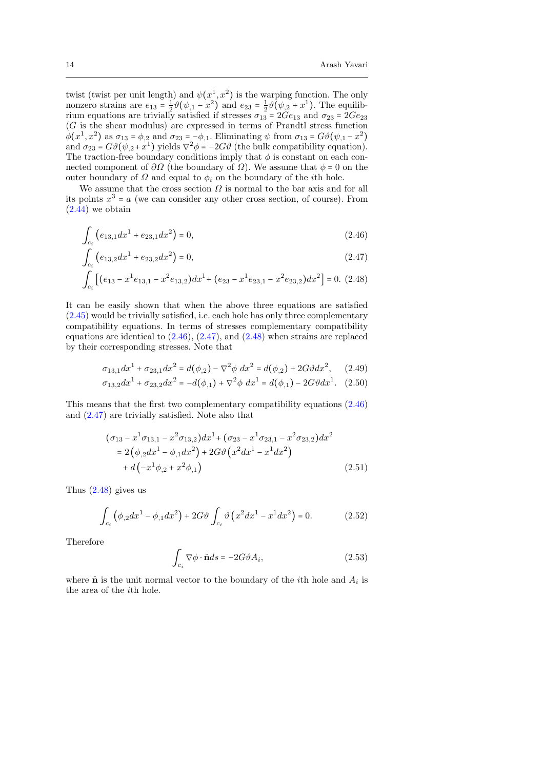twist (twist per unit length) and $\psi(x^1, x^2)$ is the warping function. The only nonzero strains are $e_{13} = \frac{1}{2}\vartheta(\psi_{,1} - x^2)$ and $e_{23} = \frac{1}{2}\vartheta(\psi_{,2} + x^1)$. The equilibrium equations are trivially satisfied if stresses $\sigma_{13} = 2Ge_{13}$ and $\sigma_{23} = 2Ge_{23}$ ($G$ is the shear modulus) are expressed in terms of Prandtl stress function $\phi(x^1, x^2)$ as $\sigma_{13} = \phi_{,2}$ and $\sigma_{23} = -\phi_{,1}$. Eliminating $\psi$ from $\sigma_{13} = G\vartheta(\psi_{,1} - x^2)$ and $\sigma_{23} = G\vartheta(\psi_{,2} + x^1)$ yields $\nabla^2\phi = -2G\vartheta$ (the bulk compatibility equation). The traction-free boundary conditions imply that $\phi$ is constant on each connected component of $\partial\Omega$ (the boundary of $\Omega$). We assume that $\phi = 0$ on the outer boundary of $\Omega$ and equal to $\phi_i$ on the boundary of the $i$th hole.

We assume that the cross section $\Omega$ is normal to the bar axis and for all its points $x^3 = a$ (we can consider any other cross section, of course). From (2.44) we obtain

$$\int_{c_i} \left(e_{13,1}dx^1 + e_{23,1}dx^2\right) = 0, \tag{2.46}$$

$$\int_{c_i} \left(e_{13,2}dx^1 + e_{23,2}dx^2\right) = 0, \tag{2.47}$$

$$\int_{c_i} \left[(e_{13} - x^1 e_{13,1} - x^2 e_{13,2})dx^1 + (e_{23} - x^1 e_{23,1} - x^2 e_{23,2})dx^2\right] = 0. \tag{2.48}$$

It can be easily shown that when the above three equations are satisfied (2.45) would be trivially satisfied, i.e. each hole has only three complementary compatibility equations. In terms of stresses complementary compatibility equations are identical to (2.46), (2.47), and (2.48) when strains are replaced by their corresponding stresses. Note that

$$\sigma_{13,1}dx^1 + \sigma_{23,1}dx^2 = d(\phi_{,2}) - \nabla^2\phi \; dx^2 = d(\phi_{,2}) + 2G\vartheta dx^2, \tag{2.49}$$

$$\sigma_{13,2}dx^1 + \sigma_{23,2}dx^2 = -d(\phi_{,1}) + \nabla^2\phi \; dx^1 = d(\phi_{,1}) - 2G\vartheta dx^1. \tag{2.50}$$

This means that the first two complementary compatibility equations (2.46) and (2.47) are trivially satisfied. Note also that

$$\begin{aligned}
&(\sigma_{13} - x^1\sigma_{13,1} - x^2\sigma_{13,2})dx^1 + (\sigma_{23} - x^1\sigma_{23,1} - x^2\sigma_{23,2})dx^2 \\
&\quad = 2\left(\phi_{,2}dx^1 - \phi_{,1}dx^2\right) + 2G\vartheta\left(x^2dx^1 - x^1dx^2\right) \\
&\quad + d\left(-x^1\phi_{,2} + x^2\phi_{,1}\right)
\end{aligned} \tag{2.51}$$

Thus (2.48) gives us

$$\int_{c_i} \left(\phi_{,2}dx^1 - \phi_{,1}dx^2\right) + 2G\vartheta \int_{c_i} \vartheta\left(x^2dx^1 - x^1dx^2\right) = 0. \tag{2.52}$$

Therefore

$$\int_{c_i} \nabla\phi \cdot \hat{\mathbf{n}} ds = -2G\vartheta A_i, \tag{2.53}$$

where $\hat{\mathbf{n}}$ is the unit normal vector to the boundary of the $i$th hole and $A_i$ is the area of the $i$th hole.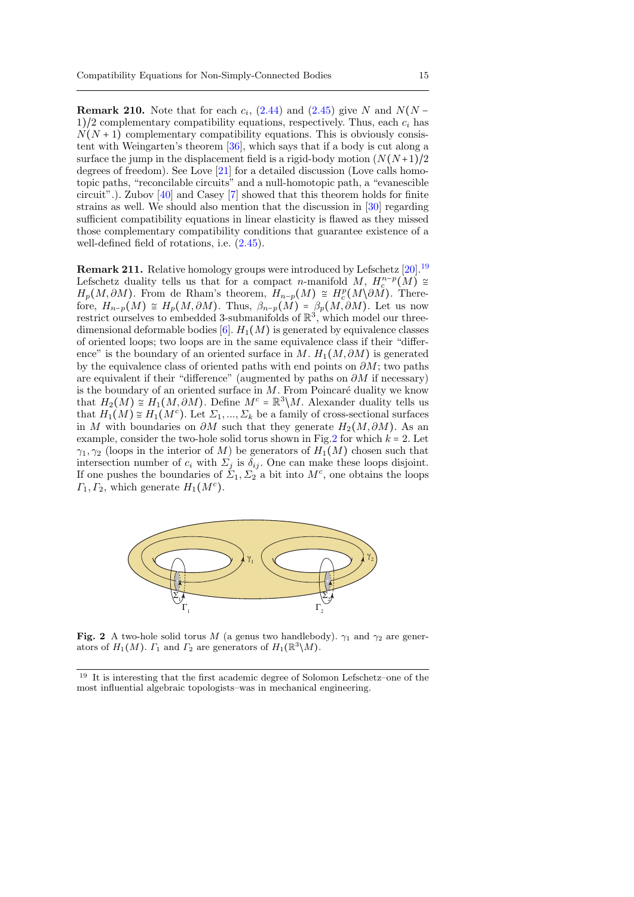**Remark 210.** Note that for each $c_i$, (2.44) and (2.45) give $N$ and $N(N-1)/2$ complementary compatibility equations, respectively. Thus, each $c_i$ has $N(N+1)$ complementary compatibility equations. This is obviously consistent with Weingarten's theorem [36], which says that if a body is cut along a surface the jump in the displacement field is a rigid-body motion ($N(N+1)/2$ degrees of freedom). See Love [21] for a detailed discussion (Love calls homotopic paths, "reconcilable circuits" and a null-homotopic path, a "evanescible circuit".). Zubov [40] and Casey [7] showed that this theorem holds for finite strains as well. We should also mention that the discussion in [30] regarding sufficient compatibility equations in linear elasticity is flawed as they missed those complementary compatibility conditions that guarantee existence of a well-defined field of rotations, i.e. (2.45).

**Remark 211.** Relative homology groups were introduced by Lefschetz [20].[19] Lefschetz duality tells us that for a compact $n$-manifold $M$, $H_c^{n-p}(M) \cong H_p(M, \partial M)$. From de Rham's theorem, $H_{n-p}(M) \cong H_c^p(M \backslash \partial M)$. Therefore, $H_{n-p}(M) \cong H_p(M, \partial M)$. Thus, $\beta_{n-p}(M) = \beta_p(M, \partial M)$. Let us now restrict ourselves to embedded 3-submanifolds of $\mathbb{R}^3$, which model our three-dimensional deformable bodies [6]. $H_1(M)$ is generated by equivalence classes of oriented loops; two loops are in the same equivalence class if their "difference" is the boundary of an oriented surface in $M$. $H_1(M, \partial M)$ is generated by the equivalence class of oriented paths with end points on $\partial M$; two paths are equivalent if their "difference" (augmented by paths on $\partial M$ if necessary) is the boundary of an oriented surface in $M$. From Poincaré duality we know that $H_2(M) \cong H_1(M, \partial M)$. Define $M^c = \mathbb{R}^3 \backslash M$. Alexander duality tells us that $H_1(M) \cong H_1(M^c)$. Let $\Sigma_1, ..., \Sigma_k$ be a family of cross-sectional surfaces in $M$ with boundaries on $\partial M$ such that they generate $H_2(M, \partial M)$. As an example, consider the two-hole solid torus shown in Fig.2 for which $k = 2$. Let $\gamma_1, \gamma_2$ (loops in the interior of $M$) be generators of $H_1(M)$ chosen such that intersection number of $c_i$ with $\Sigma_j$ is $\delta_{ij}$. One can make these loops disjoint. If one pushes the boundaries of $\Sigma_1, \Sigma_2$ a bit into $M^c$, one obtains the loops $\Gamma_1, \Gamma_2$, which generate $H_1(M^c)$.

**Fig. 2** A two-hole solid torus $M$ (a genus two handlebody). $\gamma_1$ and $\gamma_2$ are generators of $H_1(M)$. $\Gamma_1$ and $\Gamma_2$ are generators of $H_1(\mathbb{R}^3 \backslash M)$.

---

[19] It is interesting that the first academic degree of Solomon Lefschetz–one of the most influential algebraic topologists–was in mechanical engineering.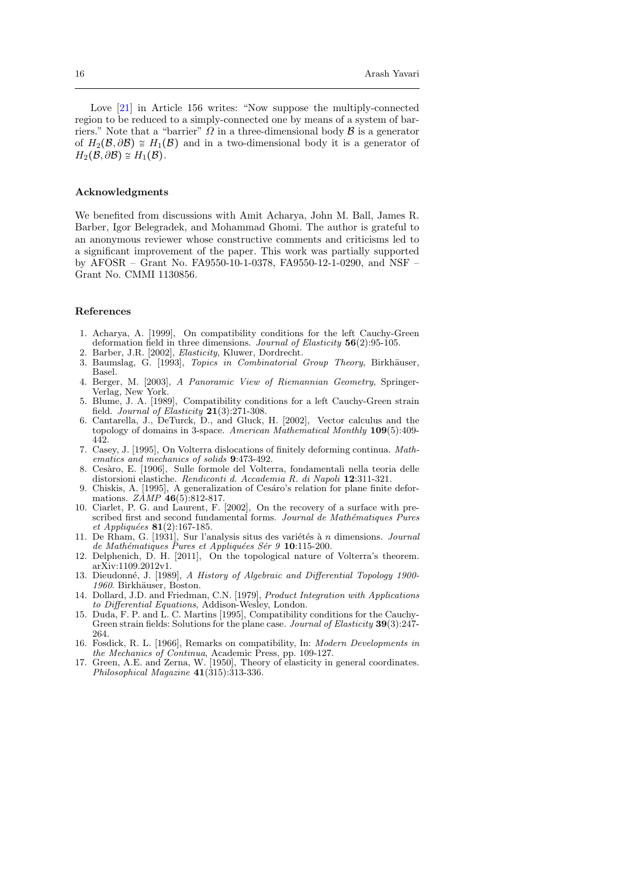Love [21] in Article 156 writes: "Now suppose the multiply-connected region to be reduced to a simply-connected one by means of a system of barriers." Note that a "barrier" $\Omega$ in a three-dimensional body $\mathcal{B}$ is a generator of $H_2(\mathcal{B}, \partial\mathcal{B}) \cong H_1(\mathcal{B})$ and in a two-dimensional body it is a generator of $H_2(\mathcal{B}, \partial\mathcal{B}) \cong H_1(\mathcal{B})$.

## Acknowledgments

We benefited from discussions with Amit Acharya, John M. Ball, James R. Barber, Igor Belegradek, and Mohammad Ghomi. The author is grateful to an anonymous reviewer whose constructive comments and criticisms led to a significant improvement of the paper. This work was partially supported by AFOSR – Grant No. FA9550-10-1-0378, FA9550-12-1-0290, and NSF – Grant No. CMMI 1130856.

## References

1. Acharya, A. [1999], On compatibility conditions for the left Cauchy-Green deformation field in three dimensions. *Journal of Elasticity* **56**(2):95-105.
2. Barber, J.R. [2002], *Elasticity*, Kluwer, Dordrecht.
3. Baumslag, G. [1993], *Topics in Combinatorial Group Theory*, Birkhäuser, Basel.
4. Berger, M. [2003], *A Panoramic View of Riemannian Geometry*, Springer-Verlag, New York.
5. Blume, J. A. [1989], Compatibility conditions for a left Cauchy-Green strain field. *Journal of Elasticity* **21**(3):271-308.
6. Cantarella, J., DeTurck, D., and Gluck, H. [2002], Vector calculus and the topology of domains in 3-space. *American Mathematical Monthly* **109**(5):409-442.
7. Casey, J. [1995], On Volterra dislocations of finitely deforming continua. *Mathematics and mechanics of solids* **9**:473-492.
8. Cesàro, E. [1906], Sulle formole del Volterra, fondamentali nella teoria delle distorsioni elastiche. *Rendiconti d. Accademia R. di Napoli* **12**:311-321.
9. Chiskis, A. [1995], A generalization of Cesáro's relation for plane finite deformations. *ZAMP* **46**(5):812-817.
10. Ciarlet, P. G. and Laurent, F. [2002], On the recovery of a surface with prescribed first and second fundamental forms. *Journal de Mathématiques Pures et Appliquées* **81**(2):167-185.
11. De Rham, G. [1931], Sur l'analysis situs des variétés à $n$ dimensions. *Journal de Mathématiques Pures et Appliquées Sér 9* **10**:115-200.
12. Delphenich, D. H. [2011], On the topological nature of Volterra's theorem. arXiv:1109.2012v1.
13. Dieudonné, J. [1989], *A History of Algebraic and Differential Topology 1900-1960*. Birkhäuser, Boston.
14. Dollard, J.D. and Friedman, C.N. [1979], *Product Integration with Applications to Differential Equations*, Addison-Wesley, London.
15. Duda, F. P. and L. C. Martins [1995], Compatibility conditions for the Cauchy-Green strain fields: Solutions for the plane case. *Journal of Elasticity* **39**(3):247-264.
16. Fosdick, R. L. [1966], Remarks on compatibility, In: *Modern Developments in the Mechanics of Continua*, Academic Press, pp. 109-127.
17. Green, A.E. and Zerna, W. [1950], Theory of elasticity in general coordinates. *Philosophical Magazine* **41**(315):313-336.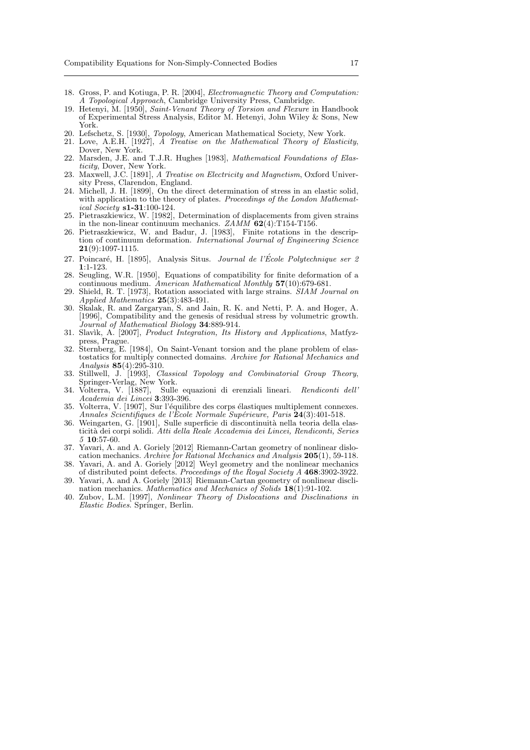18. Gross, P. and Kotiuga, P. R. [2004], *Electromagnetic Theory and Computation: A Topological Approach*, Cambridge University Press, Cambridge.
19. Hetenyi, M. [1950], *Saint-Venant Theory of Torsion and Flexure* in Handbook of Experimental Stress Analysis, Editor M. Hetenyi, John Wiley & Sons, New York.
20. Lefschetz, S. [1930], *Topology*, American Mathematical Society, New York.
21. Love, A.E.H. [1927], *A Treatise on the Mathematical Theory of Elasticity*, Dover, New York.
22. Marsden, J.E. and T.J.R. Hughes [1983], *Mathematical Foundations of Elasticity*, Dover, New York.
23. Maxwell, J.C. [1891], *A Treatise on Electricity and Magnetism*, Oxford University Press, Clarendon, England.
24. Michell, J. H. [1899], On the direct determination of stress in an elastic solid, with application to the theory of plates. *Proceedings of the London Mathematical Society* **s1-31**:100-124.
25. Pietraszkiewicz, W. [1982], Determination of displacements from given strains in the non-linear continuum mechanics. *ZAMM* **62**(4):T154-T156.
26. Pietraszkiewicz, W. and Badur, J. [1983], Finite rotations in the description of continuum deformation. *International Journal of Engineering Science* **21**(9):1097-1115.
27. Poincaré, H. [1895], Analysis Situs. *Journal de l'École Polytechnique ser 2* **1**:1-123.
28. Seugling, W.R. [1950], Equations of compatibility for finite deformation of a continuous medium. *American Mathematical Monthly* **57**(10):679-681.
29. Shield, R. T. [1973], Rotation associated with large strains. *SIAM Journal on Applied Mathematics* **25**(3):483-491.
30. Skalak, R. and Zargaryan, S. and Jain, R. K. and Netti, P. A. and Hoger, A. [1996], Compatibility and the genesis of residual stress by volumetric growth. *Journal of Mathematical Biology* **34**:889-914.
31. Slavìk, A. [2007], *Product Integration, Its History and Applications*, Matfyzpress, Prague.
32. Sternberg, E. [1984], On Saint-Venant torsion and the plane problem of elastostatics for multiply connected domains. *Archive for Rational Mechanics and Analysis* **85**(4):295-310.
33. Stillwell, J. [1993], *Classical Topology and Combinatorial Group Theory*, Springer-Verlag, New York.
34. Volterra, V. [1887], Sulle equazioni di erenziali lineari. *Rendiconti dell' Academia dei Lincei* **3**:393-396.
35. Volterra, V. [1907], Sur l'équilibre des corps élastiques multiplement connexes. *Annales Scientifiques de l'Ecole Normale Supérieure, Paris* **24**(3):401-518.
36. Weingarten, G. [1901], Sulle superficie di discontinuità nella teoria della elasticità dei corpi solidi. *Atti della Reale Accademia dei Lincei, Rendiconti, Series 5* **10**:57-60.
37. Yavari, A. and A. Goriely [2012] Riemann-Cartan geometry of nonlinear dislocation mechanics. *Archive for Rational Mechanics and Analysis* **205**(1), 59-118.
38. Yavari, A. and A. Goriely [2012] Weyl geometry and the nonlinear mechanics of distributed point defects. *Proceedings of the Royal Society A* **468**:3902-3922.
39. Yavari, A. and A. Goriely [2013] Riemann-Cartan geometry of nonlinear disclination mechanics. *Mathematics and Mechanics of Solids* **18**(1):91-102.
40. Zubov, L.M. [1997], *Nonlinear Theory of Dislocations and Disclinations in Elastic Bodies*. Springer, Berlin.